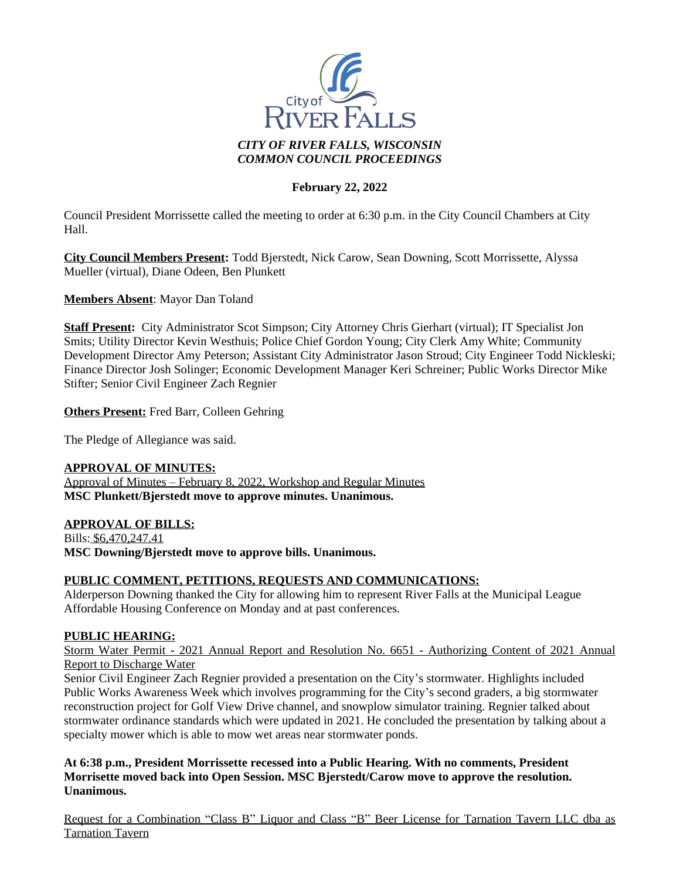*CITY OF RIVER FALLS, WISCONSIN*
*COMMON COUNCIL PROCEEDINGS*

**February 22, 2022**

Council President Morrissette called the meeting to order at 6:30 p.m. in the City Council Chambers at City Hall.

**City Council Members Present:** Todd Bjerstedt, Nick Carow, Sean Downing, Scott Morrissette, Alyssa Mueller (virtual), Diane Odeen, Ben Plunkett

**Members Absent**: Mayor Dan Toland

**Staff Present:** City Administrator Scot Simpson; City Attorney Chris Gierhart (virtual); IT Specialist Jon Smits; Utility Director Kevin Westhuis; Police Chief Gordon Young; City Clerk Amy White; Community Development Director Amy Peterson; Assistant City Administrator Jason Stroud; City Engineer Todd Nickleski; Finance Director Josh Solinger; Economic Development Manager Keri Schreiner; Public Works Director Mike Stifter; Senior Civil Engineer Zach Regnier

**Others Present:** Fred Barr, Colleen Gehring

The Pledge of Allegiance was said.

**APPROVAL OF MINUTES:**
Approval of Minutes – February 8, 2022, Workshop and Regular Minutes
**MSC Plunkett/Bjerstedt move to approve minutes. Unanimous.**

**APPROVAL OF BILLS:**
Bills: $6,470,247.41
**MSC Downing/Bjerstedt move to approve bills. Unanimous.**

**PUBLIC COMMENT, PETITIONS, REQUESTS AND COMMUNICATIONS:**
Alderperson Downing thanked the City for allowing him to represent River Falls at the Municipal League Affordable Housing Conference on Monday and at past conferences.

**PUBLIC HEARING:**
Storm Water Permit - 2021 Annual Report and Resolution No. 6651 - Authorizing Content of 2021 Annual Report to Discharge Water
Senior Civil Engineer Zach Regnier provided a presentation on the City's stormwater. Highlights included Public Works Awareness Week which involves programming for the City's second graders, a big stormwater reconstruction project for Golf View Drive channel, and snowplow simulator training. Regnier talked about stormwater ordinance standards which were updated in 2021. He concluded the presentation by talking about a specialty mower which is able to mow wet areas near stormwater ponds.

**At 6:38 p.m., President Morrissette recessed into a Public Hearing. With no comments, President Morrisette moved back into Open Session. MSC Bjerstedt/Carow move to approve the resolution. Unanimous.**

Request for a Combination "Class B" Liquor and Class "B" Beer License for Tarnation Tavern LLC dba as Tarnation Tavern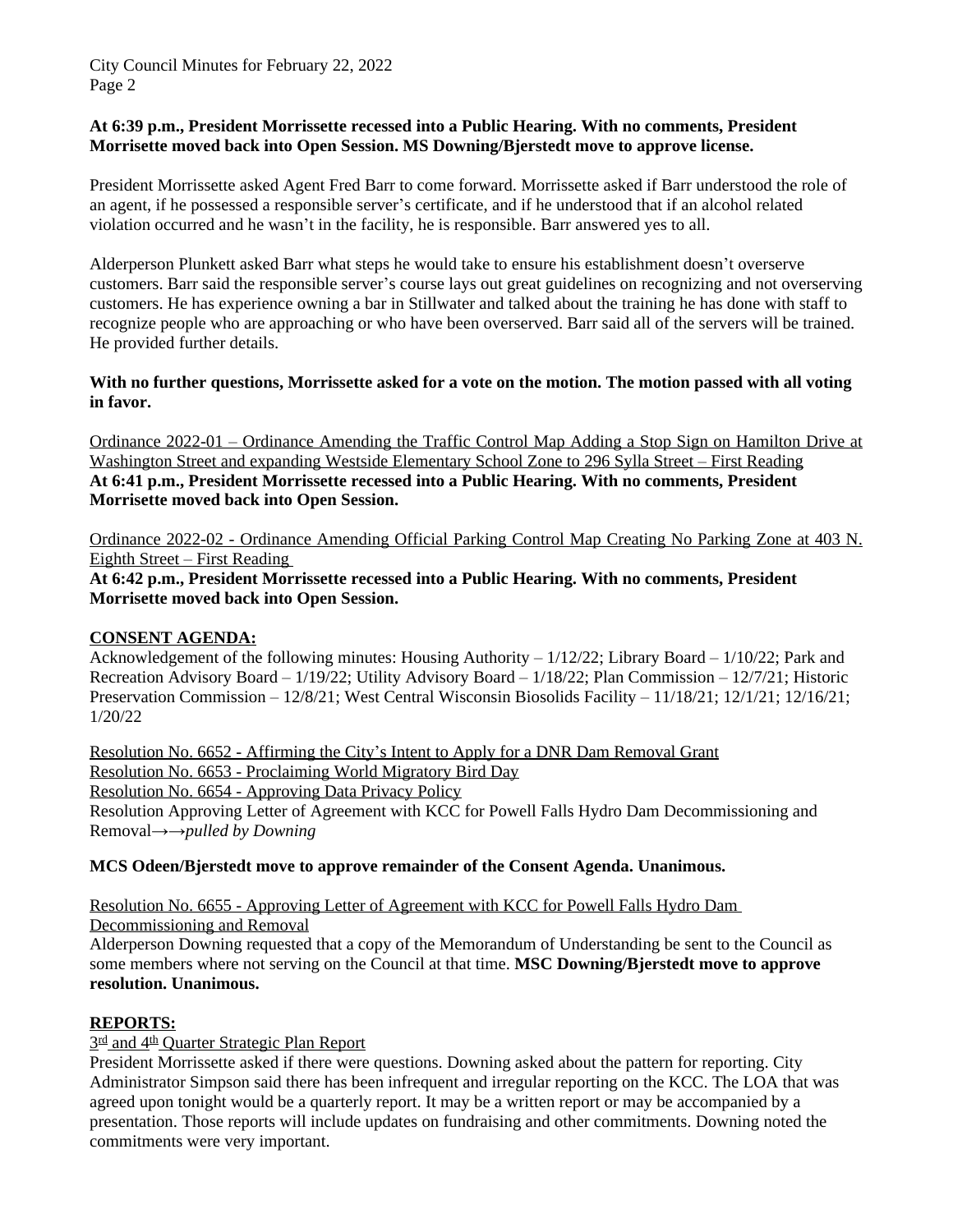**At 6:39 p.m., President Morrissette recessed into a Public Hearing. With no comments, President Morrisette moved back into Open Session. MS Downing/Bjerstedt move to approve license.**

President Morrissette asked Agent Fred Barr to come forward. Morrissette asked if Barr understood the role of an agent, if he possessed a responsible server's certificate, and if he understood that if an alcohol related violation occurred and he wasn't in the facility, he is responsible. Barr answered yes to all.

Alderperson Plunkett asked Barr what steps he would take to ensure his establishment doesn't overserve customers. Barr said the responsible server's course lays out great guidelines on recognizing and not overserving customers. He has experience owning a bar in Stillwater and talked about the training he has done with staff to recognize people who are approaching or who have been overserved. Barr said all of the servers will be trained. He provided further details.

**With no further questions, Morrissette asked for a vote on the motion. The motion passed with all voting in favor.**

<u>Ordinance 2022-01 – Ordinance Amending the Traffic Control Map Adding a Stop Sign on Hamilton Drive at Washington Street and expanding Westside Elementary School Zone to 296 Sylla Street – First Reading</u>
**At 6:41 p.m., President Morrissette recessed into a Public Hearing. With no comments, President Morrisette moved back into Open Session.**

<u>Ordinance 2022-02 - Ordinance Amending Official Parking Control Map Creating No Parking Zone at 403 N. Eighth Street – First Reading</u>
**At 6:42 p.m., President Morrissette recessed into a Public Hearing. With no comments, President Morrisette moved back into Open Session.**

**<u>CONSENT AGENDA:</u>**
Acknowledgement of the following minutes: Housing Authority – 1/12/22; Library Board – 1/10/22; Park and Recreation Advisory Board – 1/19/22; Utility Advisory Board – 1/18/22; Plan Commission – 12/7/21; Historic Preservation Commission – 12/8/21; West Central Wisconsin Biosolids Facility – 11/18/21; 12/1/21; 12/16/21; 1/20/22

<u>Resolution No. 6652 - Affirming the City's Intent to Apply for a DNR Dam Removal Grant</u>
<u>Resolution No. 6653 - Proclaiming World Migratory Bird Day</u>
<u>Resolution No. 6654 - Approving Data Privacy Policy</u>
Resolution Approving Letter of Agreement with KCC for Powell Falls Hydro Dam Decommissioning and Removal→→*pulled by Downing*

**MCS Odeen/Bjerstedt move to approve remainder of the Consent Agenda. Unanimous.**

<u>Resolution No. 6655 - Approving Letter of Agreement with KCC for Powell Falls Hydro Dam Decommissioning and Removal</u>
Alderperson Downing requested that a copy of the Memorandum of Understanding be sent to the Council as some members where not serving on the Council at that time. **MSC Downing/Bjerstedt move to approve resolution. Unanimous.**

**<u>REPORTS:</u>**
<u>3rd and 4th Quarter Strategic Plan Report</u>
President Morrissette asked if there were questions. Downing asked about the pattern for reporting. City Administrator Simpson said there has been infrequent and irregular reporting on the KCC. The LOA that was agreed upon tonight would be a quarterly report. It may be a written report or may be accompanied by a presentation. Those reports will include updates on fundraising and other commitments. Downing noted the commitments were very important.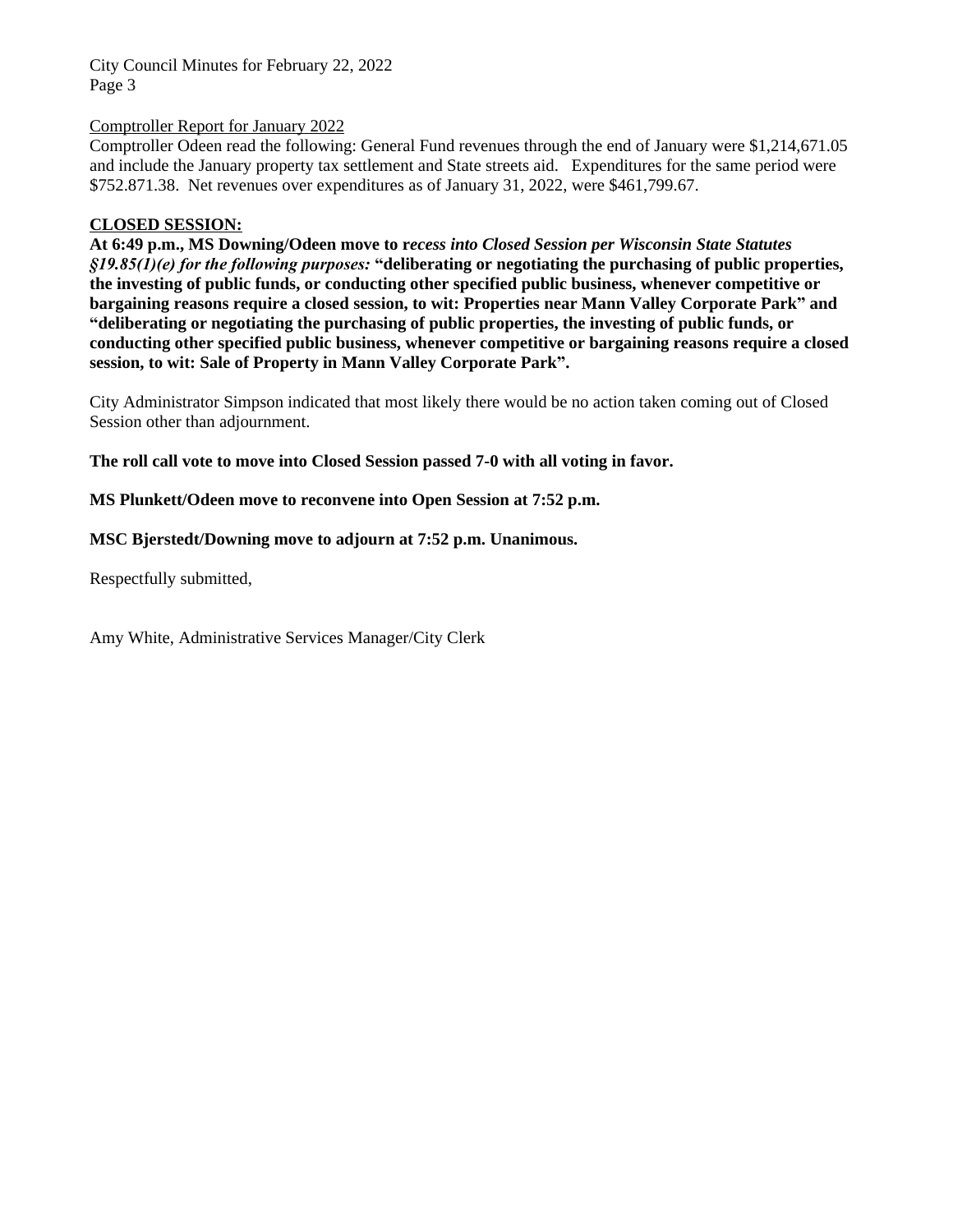Comptroller Report for January 2022

Comptroller Odeen read the following: General Fund revenues through the end of January were $1,214,671.05 and include the January property tax settlement and State streets aid. Expenditures for the same period were $752.871.38. Net revenues over expenditures as of January 31, 2022, were $461,799.67.

**CLOSED SESSION:**

**At 6:49 p.m., MS Downing/Odeen move to r*ecess into Closed Session per Wisconsin State Statutes §19.85(1)(e) for the following purposes:* "deliberating or negotiating the purchasing of public properties, the investing of public funds, or conducting other specified public business, whenever competitive or bargaining reasons require a closed session, to wit: Properties near Mann Valley Corporate Park" and "deliberating or negotiating the purchasing of public properties, the investing of public funds, or conducting other specified public business, whenever competitive or bargaining reasons require a closed session, to wit: Sale of Property in Mann Valley Corporate Park".**

City Administrator Simpson indicated that most likely there would be no action taken coming out of Closed Session other than adjournment.

**The roll call vote to move into Closed Session passed 7-0 with all voting in favor.**

**MS Plunkett/Odeen move to reconvene into Open Session at 7:52 p.m.**

**MSC Bjerstedt/Downing move to adjourn at 7:52 p.m. Unanimous.**

Respectfully submitted,

Amy White, Administrative Services Manager/City Clerk